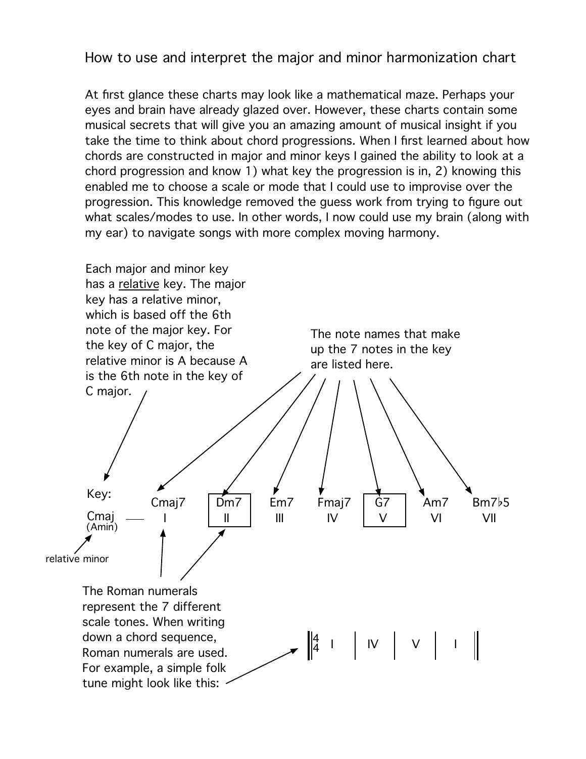# How to use and interpret the major and minor harmonization chart

At first glance these charts may look like a mathematical maze. Perhaps your eyes and brain have already glazed over. However, these charts contain some musical secrets that will give you an amazing amount of musical insight if you take the time to think about chord progressions. When I first learned about how chords are constructed in major and minor keys I gained the ability to look at a chord progression and know 1) what key the progression is in, 2) knowing this enabled me to choose a scale or mode that I could use to improvise over the progression. This knowledge removed the guess work from trying to figure out what scales/modes to use. In other words, I now could use my brain (along with my ear) to navigate songs with more complex moving harmony.

Each major and minor key has a <u>relative</u> key. The major key has a relative minor, which is based off the 6th note of the major key. For the key of C major, the relative minor is A because A is the 6th note in the key of C major.

The note names that make up the 7 notes in the key are listed here.

| Key: | Cmaj7 | Dm7 | Em7 | Fmaj7 | G7 | Am7 | Bm7♭5 |
|---|---|---|---|---|---|---|---|
| Cmaj (Amin) | I | II | III | IV | V | VI | VII |

relative minor

The Roman numerals represent the 7 different scale tones. When writing down a chord sequence, Roman numerals are used. For example, a simple folk tune might look like this:

| 4/4 I | IV | V | I |
|---|---|---|---|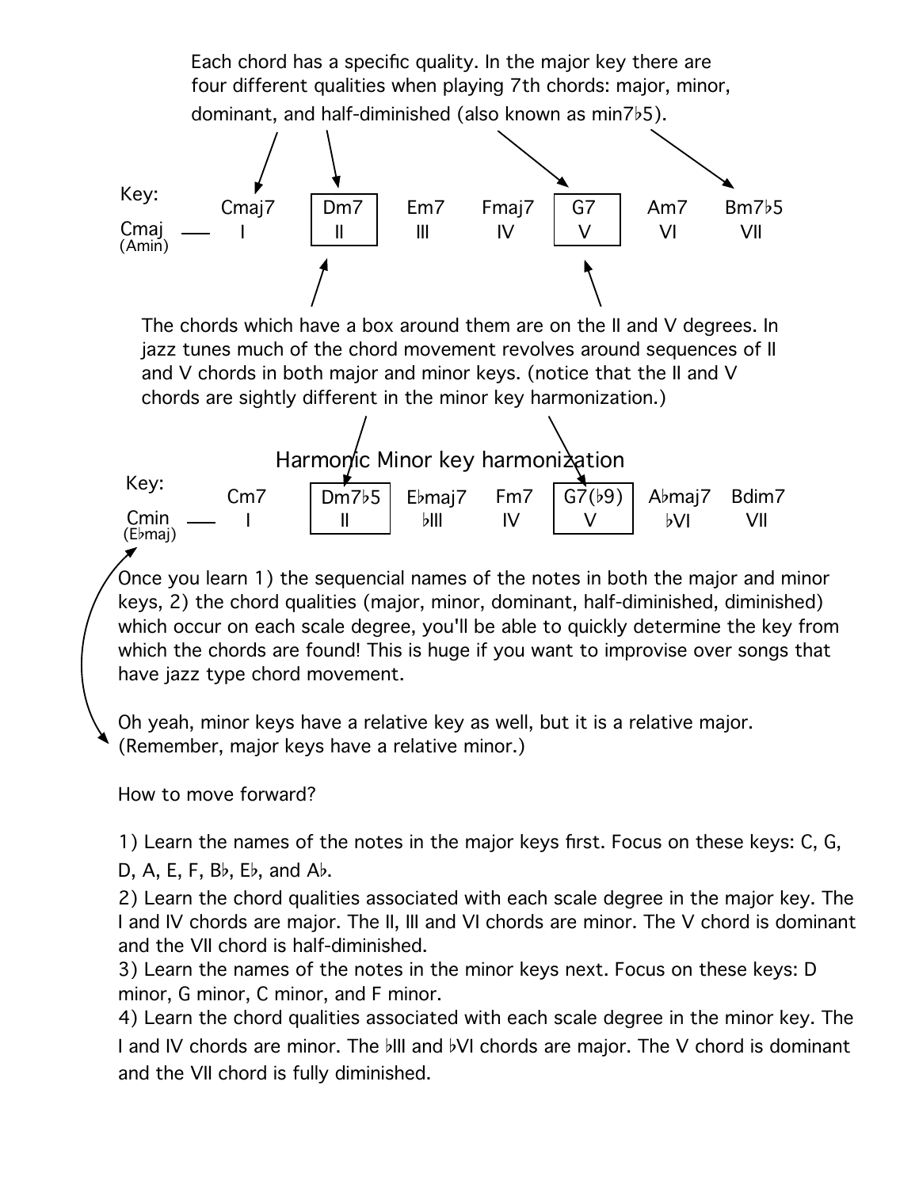Each chord has a specific quality. In the major key there are four different qualities when playing 7th chords: major, minor, dominant, and half-diminished (also known as min7♭5).

| Key: | Cmaj7 | Dm7 | Em7 | Fmaj7 | G7 | Am7 | Bm7♭5 |
|---|---|---|---|---|---|---|---|
| Cmaj (Amin) — | I | II | III | IV | V | VI | VII |

The chords which have a box around them are on the II and V degrees. In jazz tunes much of the chord movement revolves around sequences of II and V chords in both major and minor keys. (notice that the II and V chords are sightly different in the minor key harmonization.)

## Harmonic Minor key harmonization

| Key: | Cm7 | Dm7♭5 | E♭maj7 | Fm7 | G7(♭9) | A♭maj7 | Bdim7 |
|---|---|---|---|---|---|---|---|
| Cmin (E♭maj) — | I | II | ♭III | IV | V | ♭VI | VII |

Once you learn 1) the sequencial names of the notes in both the major and minor keys, 2) the chord qualities (major, minor, dominant, half-diminished, diminished) which occur on each scale degree, you'll be able to quickly determine the key from which the chords are found! This is huge if you want to improvise over songs that have jazz type chord movement.

Oh yeah, minor keys have a relative key as well, but it is a relative major. (Remember, major keys have a relative minor.)

How to move forward?

1) Learn the names of the notes in the major keys first. Focus on these keys: C, G, D, A, E, F, B♭, E♭, and A♭.

2) Learn the chord qualities associated with each scale degree in the major key. The I and IV chords are major. The II, III and VI chords are minor. The V chord is dominant and the VII chord is half-diminished.

3) Learn the names of the notes in the minor keys next. Focus on these keys: D minor, G minor, C minor, and F minor.

4) Learn the chord qualities associated with each scale degree in the minor key. The I and IV chords are minor. The ♭III and ♭VI chords are major. The V chord is dominant and the VII chord is fully diminished.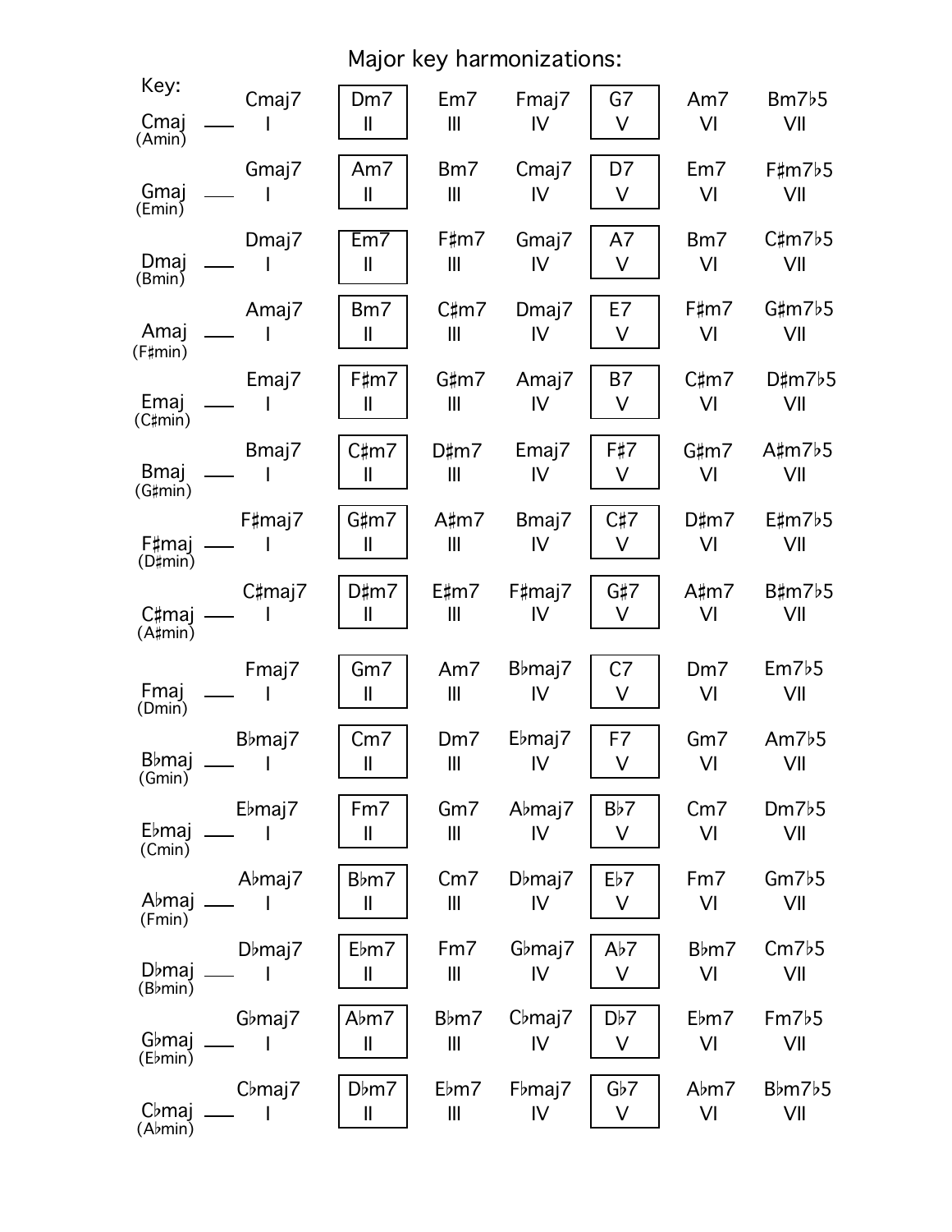# Major key harmonizations:

| Key: | | | | | | | |
|---|---|---|---|---|---|---|---|
| Cmaj (Amin) | Cmaj7 I | Dm7 II | Em7 III | Fmaj7 IV | G7 V | Am7 VI | Bm7♭5 VII |
| Gmaj (Emin) | Gmaj7 I | Am7 II | Bm7 III | Cmaj7 IV | D7 V | Em7 VI | F♯m7♭5 VII |
| Dmaj (Bmin) | Dmaj7 I | Em7 II | F♯m7 III | Gmaj7 IV | A7 V | Bm7 VI | C♯m7♭5 VII |
| Amaj (F♯min) | Amaj7 I | Bm7 II | C♯m7 III | Dmaj7 IV | E7 V | F♯m7 VI | G♯m7♭5 VII |
| Emaj (C♯min) | Emaj7 I | F♯m7 II | G♯m7 III | Amaj7 IV | B7 V | C♯m7 VI | D♯m7♭5 VII |
| Bmaj (G♯min) | Bmaj7 I | C♯m7 II | D♯m7 III | Emaj7 IV | F♯7 V | G♯m7 VI | A♯m7♭5 VII |
| F♯maj (D♯min) | F♯maj7 I | G♯m7 II | A♯m7 III | Bmaj7 IV | C♯7 V | D♯m7 VI | E♯m7♭5 VII |
| C♯maj (A♯min) | C♯maj7 I | D♯m7 II | E♯m7 III | F♯maj7 IV | G♯7 V | A♯m7 VI | B♯m7♭5 VII |
| Fmaj (Dmin) | Fmaj7 I | Gm7 II | Am7 III | B♭maj7 IV | C7 V | Dm7 VI | Em7♭5 VII |
| B♭maj (Gmin) | B♭maj7 I | Cm7 II | Dm7 III | E♭maj7 IV | F7 V | Gm7 VI | Am7♭5 VII |
| E♭maj (Cmin) | E♭maj7 I | Fm7 II | Gm7 III | A♭maj7 IV | B♭7 V | Cm7 VI | Dm7♭5 VII |
| A♭maj (Fmin) | A♭maj7 I | B♭m7 II | Cm7 III | D♭maj7 IV | E♭7 V | Fm7 VI | Gm7♭5 VII |
| D♭maj (B♭min) | D♭maj7 I | E♭m7 II | Fm7 III | G♭maj7 IV | A♭7 V | B♭m7 VI | Cm7♭5 VII |
| G♭maj (E♭min) | G♭maj7 I | A♭m7 II | B♭m7 III | C♭maj7 IV | D♭7 V | E♭m7 VI | Fm7♭5 VII |
| C♭maj (A♭min) | C♭maj7 I | D♭m7 II | E♭m7 III | F♭maj7 IV | G♭7 V | A♭m7 VI | B♭m7♭5 VII |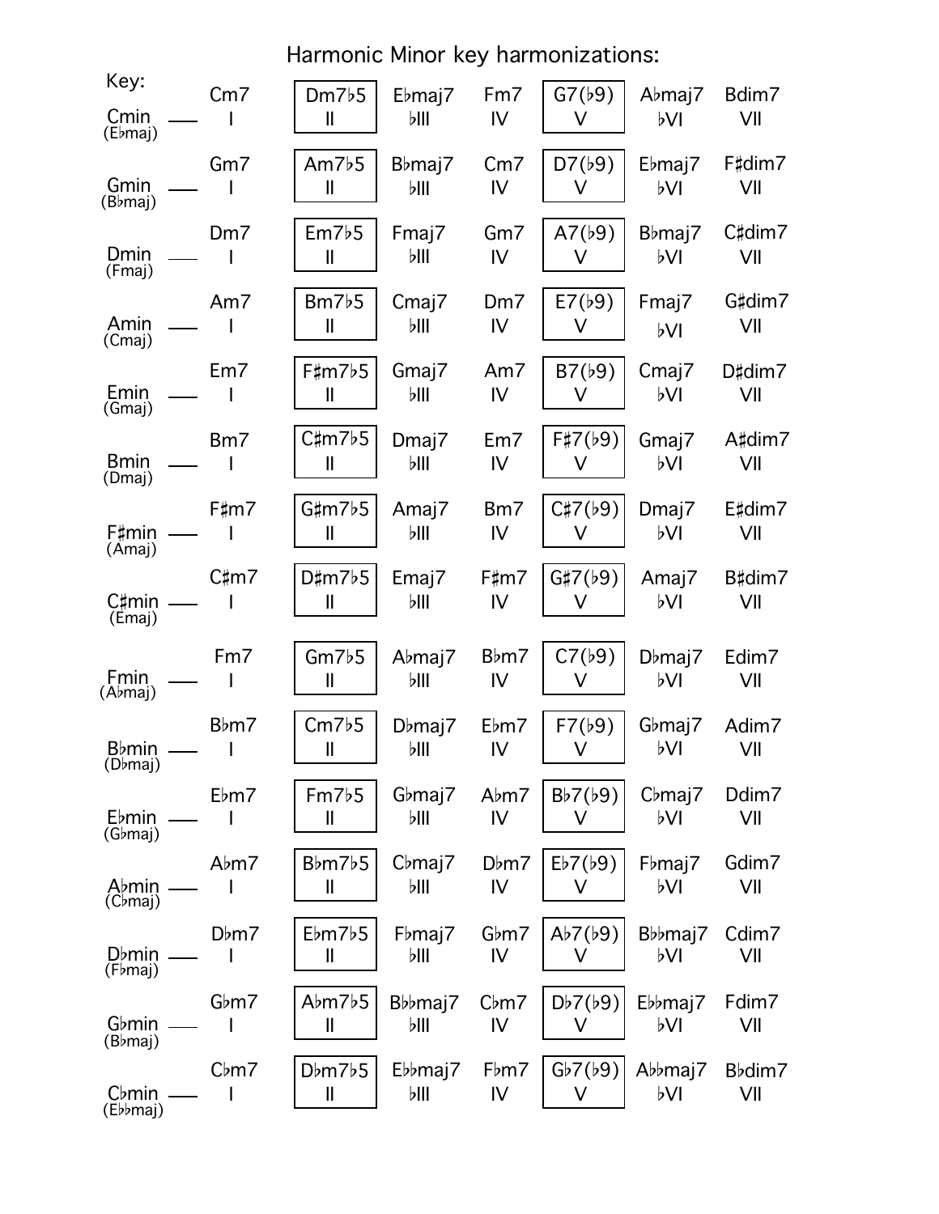# Harmonic Minor key harmonizations:

| Key: | I | II | ♭III | IV | V | ♭VI | VII |
|---|---|---|---|---|---|---|---|
| Cmin (E♭maj) | Cm7 | Dm7♭5 | E♭maj7 | Fm7 | G7(♭9) | A♭maj7 | Bdim7 |
| Gmin (B♭maj) | Gm7 | Am7♭5 | B♭maj7 | Cm7 | D7(♭9) | E♭maj7 | F♯dim7 |
| Dmin (Fmaj) | Dm7 | Em7♭5 | Fmaj7 | Gm7 | A7(♭9) | B♭maj7 | C♯dim7 |
| Amin (Cmaj) | Am7 | Bm7♭5 | Cmaj7 | Dm7 | E7(♭9) | Fmaj7 | G♯dim7 |
| Emin (Gmaj) | Em7 | F♯m7♭5 | Gmaj7 | Am7 | B7(♭9) | Cmaj7 | D♯dim7 |
| Bmin (Dmaj) | Bm7 | C♯m7♭5 | Dmaj7 | Em7 | F♯7(♭9) | Gmaj7 | A♯dim7 |
| F♯min (Amaj) | F♯m7 | G♯m7♭5 | Amaj7 | Bm7 | C♯7(♭9) | Dmaj7 | E♯dim7 |
| C♯min (Emaj) | C♯m7 | D♯m7♭5 | Emaj7 | F♯m7 | G♯7(♭9) | Amaj7 | B♯dim7 |
| Fmin (A♭maj) | Fm7 | Gm7♭5 | A♭maj7 | B♭m7 | C7(♭9) | D♭maj7 | Edim7 |
| B♭min (D♭maj) | B♭m7 | Cm7♭5 | D♭maj7 | E♭m7 | F7(♭9) | G♭maj7 | Adim7 |
| E♭min (G♭maj) | E♭m7 | Fm7♭5 | G♭maj7 | A♭m7 | B♭7(♭9) | C♭maj7 | Ddim7 |
| A♭min (C♭maj) | A♭m7 | B♭m7♭5 | C♭maj7 | D♭m7 | E♭7(♭9) | F♭maj7 | Gdim7 |
| D♭min (F♭maj) | D♭m7 | E♭m7♭5 | F♭maj7 | G♭m7 | A♭7(♭9) | B♭♭maj7 | Cdim7 |
| G♭min (B♭♭maj) | G♭m7 | A♭m7♭5 | B♭♭maj7 | C♭m7 | D♭7(♭9) | E♭♭maj7 | Fdim7 |
| C♭min (E♭♭maj) | C♭m7 | D♭m7♭5 | E♭♭maj7 | F♭m7 | G♭7(♭9) | A♭♭maj7 | B♭dim7 |